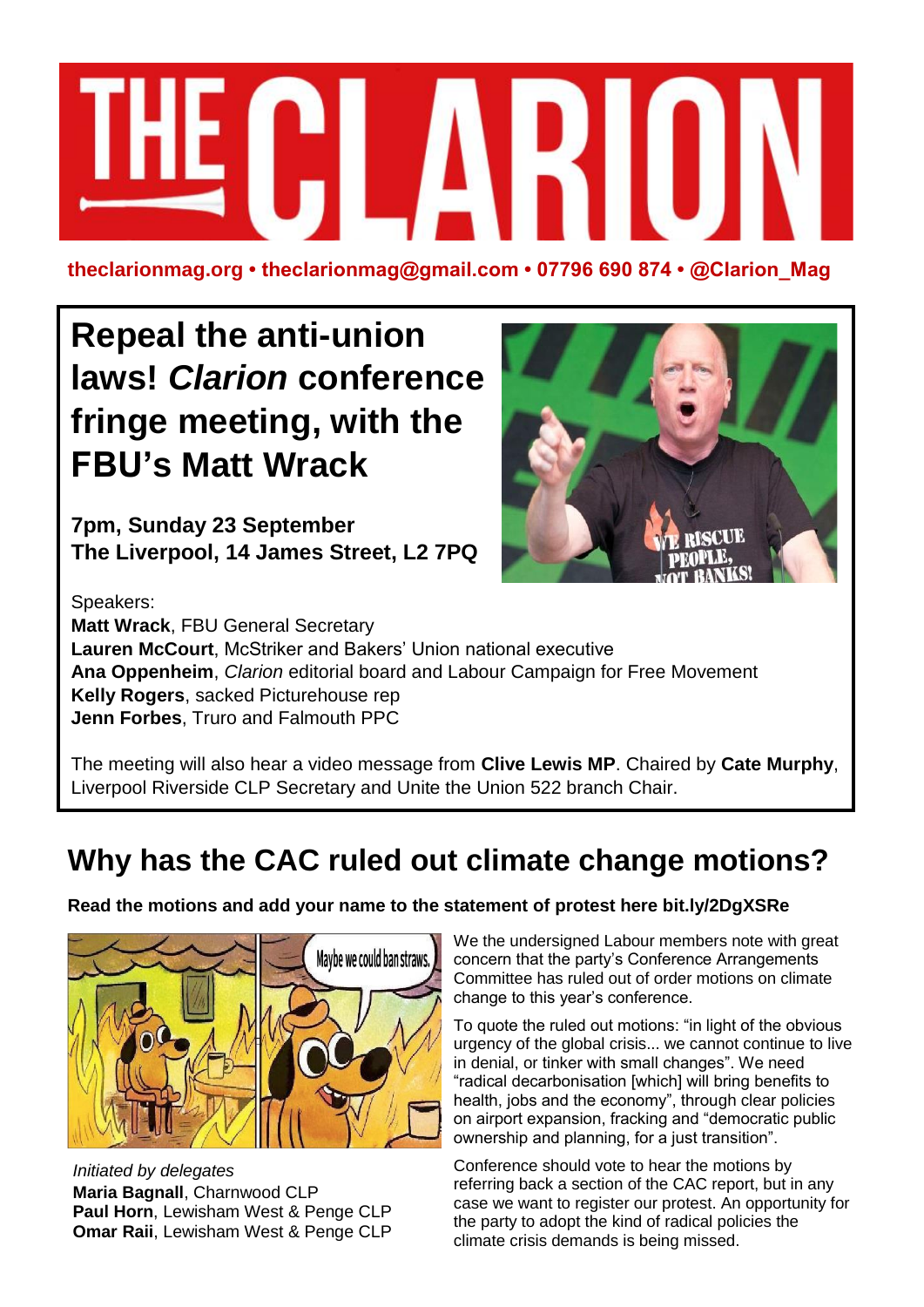# THE CLARION

theclarionmag.org • theclarionmag@gmail.com • 07796 690 874 • @Clarion_Mag

## Repeal the anti-union laws! *Clarion* conference fringe meeting, with the FBU's Matt Wrack

**7pm, Sunday 23 September**
**The Liverpool, 14 James Street, L2 7PQ**

Speakers:
**Matt Wrack**, FBU General Secretary
**Lauren McCourt**, McStriker and Bakers' Union national executive
**Ana Oppenheim**, *Clarion* editorial board and Labour Campaign for Free Movement
**Kelly Rogers**, sacked Picturehouse rep
**Jenn Forbes**, Truro and Falmouth PPC

The meeting will also hear a video message from **Clive Lewis MP**. Chaired by **Cate Murphy**, Liverpool Riverside CLP Secretary and Unite the Union 522 branch Chair.

## Why has the CAC ruled out climate change motions?

**Read the motions and add your name to the statement of protest here bit.ly/2DgXSRe**

We the undersigned Labour members note with great concern that the party's Conference Arrangements Committee has ruled out of order motions on climate change to this year's conference.

To quote the ruled out motions: "in light of the obvious urgency of the global crisis... we cannot continue to live in denial, or tinker with small changes". We need "radical decarbonisation [which] will bring benefits to health, jobs and the economy", through clear policies on airport expansion, fracking and "democratic public ownership and planning, for a just transition".

Conference should vote to hear the motions by referring back a section of the CAC report, but in any case we want to register our protest. An opportunity for the party to adopt the kind of radical policies the climate crisis demands is being missed.

*Initiated by delegates*
**Maria Bagnall**, Charnwood CLP
**Paul Horn**, Lewisham West & Penge CLP
**Omar Raii**, Lewisham West & Penge CLP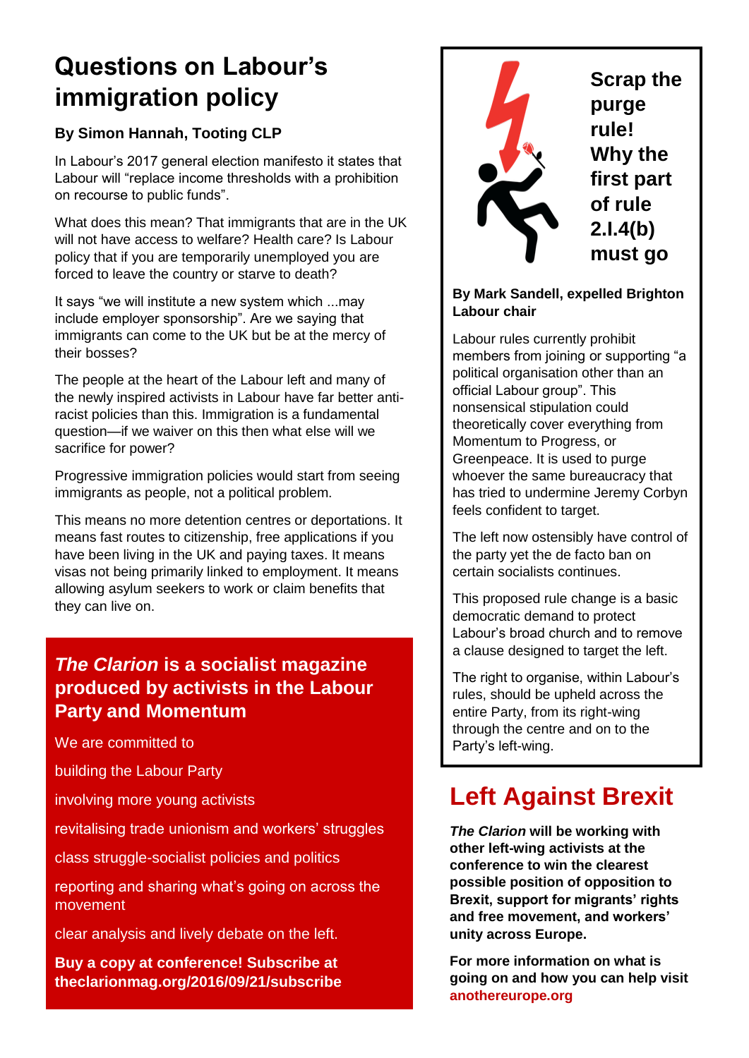# Questions on Labour's immigration policy

**By Simon Hannah, Tooting CLP**

In Labour's 2017 general election manifesto it states that Labour will "replace income thresholds with a prohibition on recourse to public funds".

What does this mean? That immigrants that are in the UK will not have access to welfare? Health care? Is Labour policy that if you are temporarily unemployed you are forced to leave the country or starve to death?

It says "we will institute a new system which ...may include employer sponsorship". Are we saying that immigrants can come to the UK but be at the mercy of their bosses?

The people at the heart of the Labour left and many of the newly inspired activists in Labour have far better anti-racist policies than this. Immigration is a fundamental question—if we waiver on this then what else will we sacrifice for power?

Progressive immigration policies would start from seeing immigrants as people, not a political problem.

This means no more detention centres or deportations. It means fast routes to citizenship, free applications if you have been living in the UK and paying taxes. It means visas not being primarily linked to employment. It means allowing asylum seekers to work or claim benefits that they can live on.

## *The Clarion* is a socialist magazine produced by activists in the Labour Party and Momentum

We are committed to

building the Labour Party

involving more young activists

revitalising trade unionism and workers' struggles

class struggle-socialist policies and politics

reporting and sharing what's going on across the movement

clear analysis and lively debate on the left.

**Buy a copy at conference! Subscribe at theclarionmag.org/2016/09/21/subscribe**

# Scrap the purge rule! Why the first part of rule 2.I.4(b) must go

**By Mark Sandell, expelled Brighton Labour chair**

Labour rules currently prohibit members from joining or supporting "a political organisation other than an official Labour group". This nonsensical stipulation could theoretically cover everything from Momentum to Progress, or Greenpeace. It is used to purge whoever the same bureaucracy that has tried to undermine Jeremy Corbyn feels confident to target.

The left now ostensibly have control of the party yet the de facto ban on certain socialists continues.

This proposed rule change is a basic democratic demand to protect Labour's broad church and to remove a clause designed to target the left.

The right to organise, within Labour's rules, should be upheld across the entire Party, from its right-wing through the centre and on to the Party's left-wing.

# Left Against Brexit

***The Clarion* will be working with other left-wing activists at the conference to win the clearest possible position of opposition to Brexit, support for migrants' rights and free movement, and workers' unity across Europe.**

**For more information on what is going on and how you can help visit anothereurope.org**